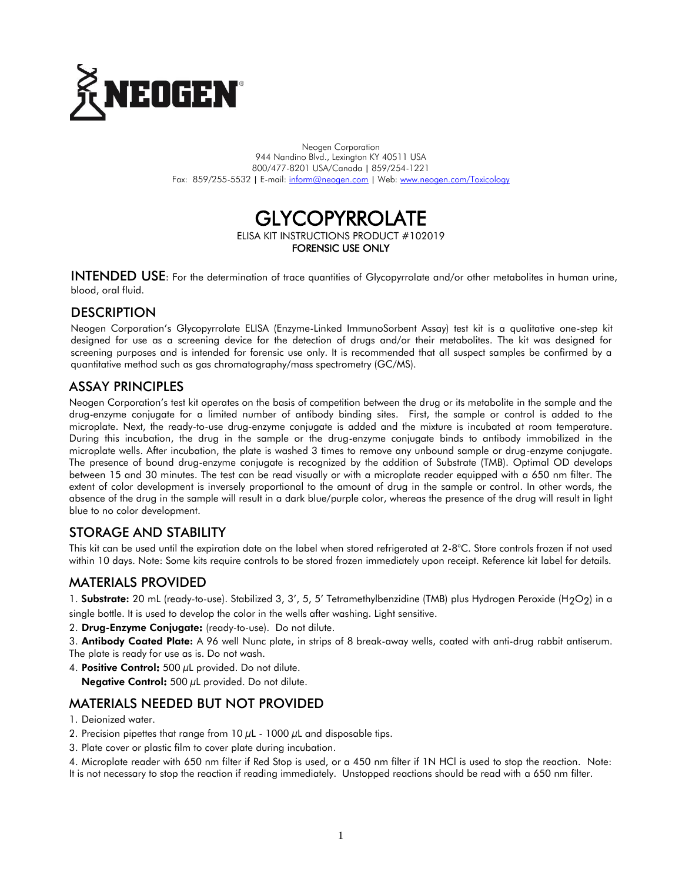NEOGEN

Neogen Corporation
944 Nandino Blvd., Lexington KY 40511 USA
800/477-8201 USA/Canada | 859/254-1221
Fax: 859/255-5532 | E-mail: inform@neogen.com | Web: www.neogen.com/Toxicology

# GLYCOPYRROLATE

ELISA KIT INSTRUCTIONS PRODUCT #102019

**FORENSIC USE ONLY**

**INTENDED USE**: For the determination of trace quantities of Glycopyrrolate and/or other metabolites in human urine, blood, oral fluid.

## DESCRIPTION

Neogen Corporation's Glycopyrrolate ELISA (Enzyme-Linked ImmunoSorbent Assay) test kit is a qualitative one-step kit designed for use as a screening device for the detection of drugs and/or their metabolites. The kit was designed for screening purposes and is intended for forensic use only. It is recommended that all suspect samples be confirmed by a quantitative method such as gas chromatography/mass spectrometry (GC/MS).

## ASSAY PRINCIPLES

Neogen Corporation's test kit operates on the basis of competition between the drug or its metabolite in the sample and the drug-enzyme conjugate for a limited number of antibody binding sites. First, the sample or control is added to the microplate. Next, the ready-to-use drug-enzyme conjugate is added and the mixture is incubated at room temperature. During this incubation, the drug in the sample or the drug-enzyme conjugate binds to antibody immobilized in the microplate wells. After incubation, the plate is washed 3 times to remove any unbound sample or drug-enzyme conjugate. The presence of bound drug-enzyme conjugate is recognized by the addition of Substrate (TMB). Optimal OD develops between 15 and 30 minutes. The test can be read visually or with a microplate reader equipped with a 650 nm filter. The extent of color development is inversely proportional to the amount of drug in the sample or control. In other words, the absence of the drug in the sample will result in a dark blue/purple color, whereas the presence of the drug will result in light blue to no color development.

## STORAGE AND STABILITY

This kit can be used until the expiration date on the label when stored refrigerated at 2-8°C. Store controls frozen if not used within 10 days. Note: Some kits require controls to be stored frozen immediately upon receipt. Reference kit label for details.

## MATERIALS PROVIDED

1. **Substrate:** 20 mL (ready-to-use). Stabilized 3, 3', 5, 5' Tetramethylbenzidine (TMB) plus Hydrogen Peroxide ($H_2O_2$) in a single bottle. It is used to develop the color in the wells after washing. Light sensitive.
2. **Drug-Enzyme Conjugate:** (ready-to-use). Do not dilute.
3. **Antibody Coated Plate:** A 96 well Nunc plate, in strips of 8 break-away wells, coated with anti-drug rabbit antiserum. The plate is ready for use as is. Do not wash.
4. **Positive Control:** 500 µL provided. Do not dilute.
   **Negative Control:** 500 µL provided. Do not dilute.

## MATERIALS NEEDED BUT NOT PROVIDED

1. Deionized water.
2. Precision pipettes that range from 10 µL - 1000 µL and disposable tips.
3. Plate cover or plastic film to cover plate during incubation.
4. Microplate reader with 650 nm filter if Red Stop is used, or a 450 nm filter if 1N HCl is used to stop the reaction. Note: It is not necessary to stop the reaction if reading immediately. Unstopped reactions should be read with a 650 nm filter.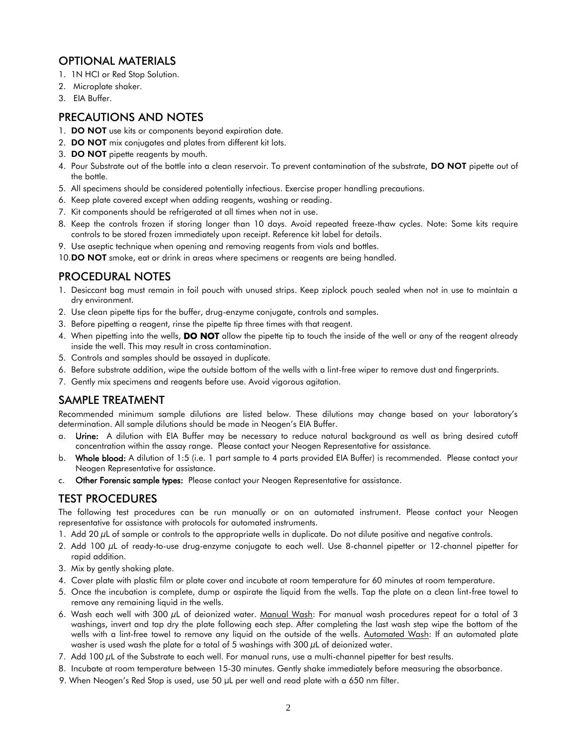## OPTIONAL MATERIALS

1. 1N HCl or Red Stop Solution.
2. Microplate shaker.
3. EIA Buffer.

## PRECAUTIONS AND NOTES

1. **DO NOT** use kits or components beyond expiration date.
2. **DO NOT** mix conjugates and plates from different kit lots.
3. **DO NOT** pipette reagents by mouth.
4. Pour Substrate out of the bottle into a clean reservoir. To prevent contamination of the substrate, **DO NOT** pipette out of the bottle.
5. All specimens should be considered potentially infectious. Exercise proper handling precautions.
6. Keep plate covered except when adding reagents, washing or reading.
7. Kit components should be refrigerated at all times when not in use.
8. Keep the controls frozen if storing longer than 10 days. Avoid repeated freeze-thaw cycles. Note: Some kits require controls to be stored frozen immediately upon receipt. Reference kit label for details.
9. Use aseptic technique when opening and removing reagents from vials and bottles.
10. **DO NOT** smoke, eat or drink in areas where specimens or reagents are being handled.

## PROCEDURAL NOTES

1. Desiccant bag must remain in foil pouch with unused strips. Keep ziplock pouch sealed when not in use to maintain a dry environment.
2. Use clean pipette tips for the buffer, drug-enzyme conjugate, controls and samples.
3. Before pipetting a reagent, rinse the pipette tip three times with that reagent.
4. When pipetting into the wells, **DO NOT** allow the pipette tip to touch the inside of the well or any of the reagent already inside the well. This may result in cross contamination.
5. Controls and samples should be assayed in duplicate.
6. Before substrate addition, wipe the outside bottom of the wells with a lint-free wiper to remove dust and fingerprints.
7. Gently mix specimens and reagents before use. Avoid vigorous agitation.

## SAMPLE TREATMENT

Recommended minimum sample dilutions are listed below. These dilutions may change based on your laboratory's determination. All sample dilutions should be made in Neogen's EIA Buffer.

a. **Urine:** A dilution with EIA Buffer may be necessary to reduce natural background as well as bring desired cutoff concentration within the assay range. Please contact your Neogen Representative for assistance.

b. **Whole blood:** A dilution of 1:5 (i.e. 1 part sample to 4 parts provided EIA Buffer) is recommended. Please contact your Neogen Representative for assistance.

c. **Other Forensic sample types:** Please contact your Neogen Representative for assistance.

## TEST PROCEDURES

The following test procedures can be run manually or on an automated instrument. Please contact your Neogen representative for assistance with protocols for automated instruments.

1. Add 20 µL of sample or controls to the appropriate wells in duplicate. Do not dilute positive and negative controls.
2. Add 100 µL of ready-to-use drug-enzyme conjugate to each well. Use 8-channel pipetter or 12-channel pipetter for rapid addition.
3. Mix by gently shaking plate.
4. Cover plate with plastic film or plate cover and incubate at room temperature for 60 minutes at room temperature.
5. Once the incubation is complete, dump or aspirate the liquid from the wells. Tap the plate on a clean lint-free towel to remove any remaining liquid in the wells.
6. Wash each well with 300 µL of deionized water. Manual Wash: For manual wash procedures repeat for a total of 3 washings, invert and tap dry the plate following each step. After completing the last wash step wipe the bottom of the wells with a lint-free towel to remove any liquid on the outside of the wells. Automated Wash: If an automated plate washer is used wash the plate for a total of 5 washings with 300 µL of deionized water.
7. Add 100 µL of the Substrate to each well. For manual runs, use a multi-channel pipetter for best results.
8. Incubate at room temperature between 15-30 minutes. Gently shake immediately before measuring the absorbance.
9. When Neogen's Red Stop is used, use 50 µL per well and read plate with a 650 nm filter.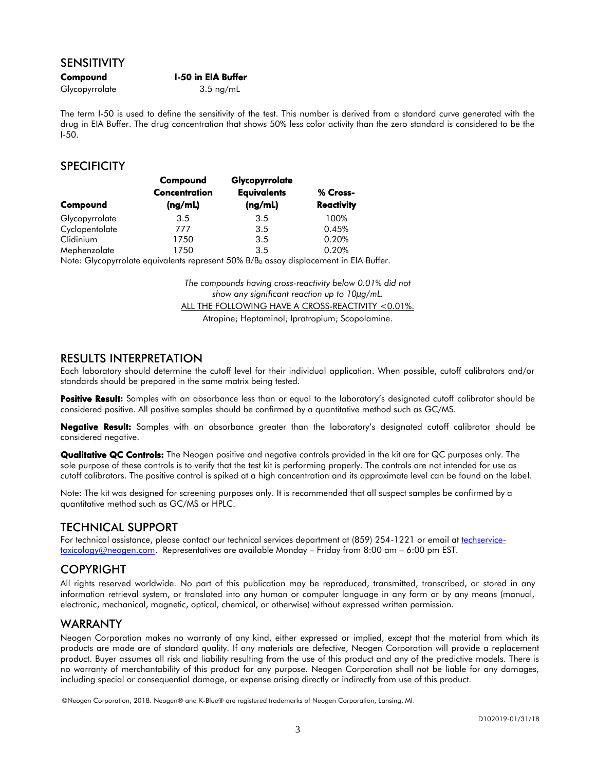## SENSITIVITY

| Compound | I-50 in EIA Buffer |
|---|---|
| Glycopyrrolate | 3.5 ng/mL |

The term I-50 is used to define the sensitivity of the test. This number is derived from a standard curve generated with the drug in EIA Buffer. The drug concentration that shows 50% less color activity than the zero standard is considered to be the I-50.

## SPECIFICITY

| Compound | Compound Concentration (ng/mL) | Glycopyrrolate Equivalents (ng/mL) | % Cross-Reactivity |
|---|---|---|---|
| Glycopyrrolate | 3.5 | 3.5 | 100% |
| Cyclopentolate | 777 | 3.5 | 0.45% |
| Clidinium | 1750 | 3.5 | 0.20% |
| Mephenzolate | 1750 | 3.5 | 0.20% |

Note: Glycopyrrolate equivalents represent 50% $B/B_0$ assay displacement in EIA Buffer.

*The compounds having cross-reactivity below 0.01% did not show any significant reaction up to 10µg/mL.*

ALL THE FOLLOWING HAVE A CROSS-REACTIVITY <0.01%.

Atropine; Heptaminol; Ipratropium; Scopolamine.

## RESULTS INTERPRETATION

Each laboratory should determine the cutoff level for their individual application. When possible, cutoff calibrators and/or standards should be prepared in the same matrix being tested.

**Positive Result:** Samples with an absorbance less than or equal to the laboratory's designated cutoff calibrator should be considered positive. All positive samples should be confirmed by a quantitative method such as GC/MS.

**Negative Result:** Samples with an absorbance greater than the laboratory's designated cutoff calibrator should be considered negative.

**Qualitative QC Controls:** The Neogen positive and negative controls provided in the kit are for QC purposes only. The sole purpose of these controls is to verify that the test kit is performing properly. The controls are not intended for use as cutoff calibrators. The positive control is spiked at a high concentration and its approximate level can be found on the label.

Note: The kit was designed for screening purposes only. It is recommended that all suspect samples be confirmed by a quantitative method such as GC/MS or HPLC.

## TECHNICAL SUPPORT

For technical assistance, please contact our technical services department at (859) 254-1221 or email at techservice-toxicology@neogen.com. Representatives are available Monday – Friday from 8:00 am – 6:00 pm EST.

## COPYRIGHT

All rights reserved worldwide. No part of this publication may be reproduced, transmitted, transcribed, or stored in any information retrieval system, or translated into any human or computer language in any form or by any means (manual, electronic, mechanical, magnetic, optical, chemical, or otherwise) without expressed written permission.

## WARRANTY

Neogen Corporation makes no warranty of any kind, either expressed or implied, except that the material from which its products are made are of standard quality. If any materials are defective, Neogen Corporation will provide a replacement product. Buyer assumes all risk and liability resulting from the use of this product and any of the predictive models. There is no warranty of merchantability of this product for any purpose. Neogen Corporation shall not be liable for any damages, including special or consequential damage, or expense arising directly or indirectly from use of this product.

©Neogen Corporation, 2018. Neogen® and K-Blue® are registered trademarks of Neogen Corporation, Lansing, MI.

D102019-01/31/18